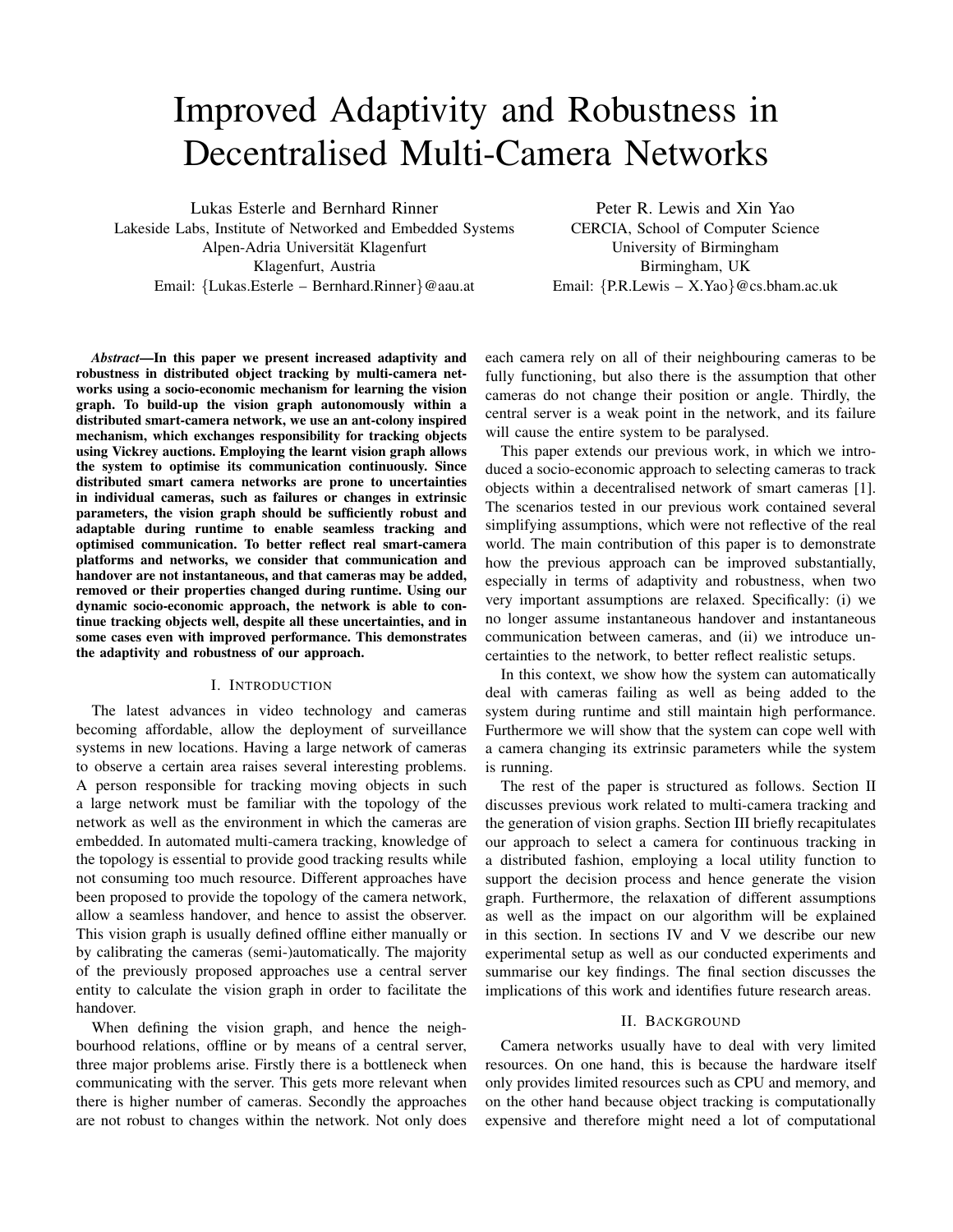# Improved Adaptivity and Robustness in Decentralised Multi-Camera Networks

Lukas Esterle and Bernhard Rinner
Lakeside Labs, Institute of Networked and Embedded Systems
Alpen-Adria Universität Klagenfurt
Klagenfurt, Austria
Email: {Lukas.Esterle – Bernhard.Rinner}@aau.at

Peter R. Lewis and Xin Yao
CERCIA, School of Computer Science
University of Birmingham
Birmingham, UK
Email: {P.R.Lewis – X.Yao}@cs.bham.ac.uk

***Abstract*—In this paper we present increased adaptivity and robustness in distributed object tracking by multi-camera networks using a socio-economic mechanism for learning the vision graph. To build-up the vision graph autonomously within a distributed smart-camera network, we use an ant-colony inspired mechanism, which exchanges responsibility for tracking objects using Vickrey auctions. Employing the learnt vision graph allows the system to optimise its communication continuously. Since distributed smart camera networks are prone to uncertainties in individual cameras, such as failures or changes in extrinsic parameters, the vision graph should be sufficiently robust and adaptable during runtime to enable seamless tracking and optimised communication. To better reflect real smart-camera platforms and networks, we consider that communication and handover are not instantaneous, and that cameras may be added, removed or their properties changed during runtime. Using our dynamic socio-economic approach, the network is able to continue tracking objects well, despite all these uncertainties, and in some cases even with improved performance. This demonstrates the adaptivity and robustness of our approach.**

## I. Introduction

The latest advances in video technology and cameras becoming affordable, allow the deployment of surveillance systems in new locations. Having a large network of cameras to observe a certain area raises several interesting problems. A person responsible for tracking moving objects in such a large network must be familiar with the topology of the network as well as the environment in which the cameras are embedded. In automated multi-camera tracking, knowledge of the topology is essential to provide good tracking results while not consuming too much resource. Different approaches have been proposed to provide the topology of the camera network, allow a seamless handover, and hence to assist the observer. This vision graph is usually defined offline either manually or by calibrating the cameras (semi-)automatically. The majority of the previously proposed approaches use a central server entity to calculate the vision graph in order to facilitate the handover.

When defining the vision graph, and hence the neighbourhood relations, offline or by means of a central server, three major problems arise. Firstly there is a bottleneck when communicating with the server. This gets more relevant when there is higher number of cameras. Secondly the approaches are not robust to changes within the network. Not only does each camera rely on all of their neighbouring cameras to be fully functioning, but also there is the assumption that other cameras do not change their position or angle. Thirdly, the central server is a weak point in the network, and its failure will cause the entire system to be paralysed.

This paper extends our previous work, in which we introduced a socio-economic approach to selecting cameras to track objects within a decentralised network of smart cameras [1]. The scenarios tested in our previous work contained several simplifying assumptions, which were not reflective of the real world. The main contribution of this paper is to demonstrate how the previous approach can be improved substantially, especially in terms of adaptivity and robustness, when two very important assumptions are relaxed. Specifically: (i) we no longer assume instantaneous handover and instantaneous communication between cameras, and (ii) we introduce uncertainties to the network, to better reflect realistic setups.

In this context, we show how the system can automatically deal with cameras failing as well as being added to the system during runtime and still maintain high performance. Furthermore we will show that the system can cope well with a camera changing its extrinsic parameters while the system is running.

The rest of the paper is structured as follows. Section II discusses previous work related to multi-camera tracking and the generation of vision graphs. Section III briefly recapitulates our approach to select a camera for continuous tracking in a distributed fashion, employing a local utility function to support the decision process and hence generate the vision graph. Furthermore, the relaxation of different assumptions as well as the impact on our algorithm will be explained in this section. In sections IV and V we describe our new experimental setup as well as our conducted experiments and summarise our key findings. The final section discusses the implications of this work and identifies future research areas.

## II. Background

Camera networks usually have to deal with very limited resources. On one hand, this is because the hardware itself only provides limited resources such as CPU and memory, and on the other hand because object tracking is computationally expensive and therefore might need a lot of computational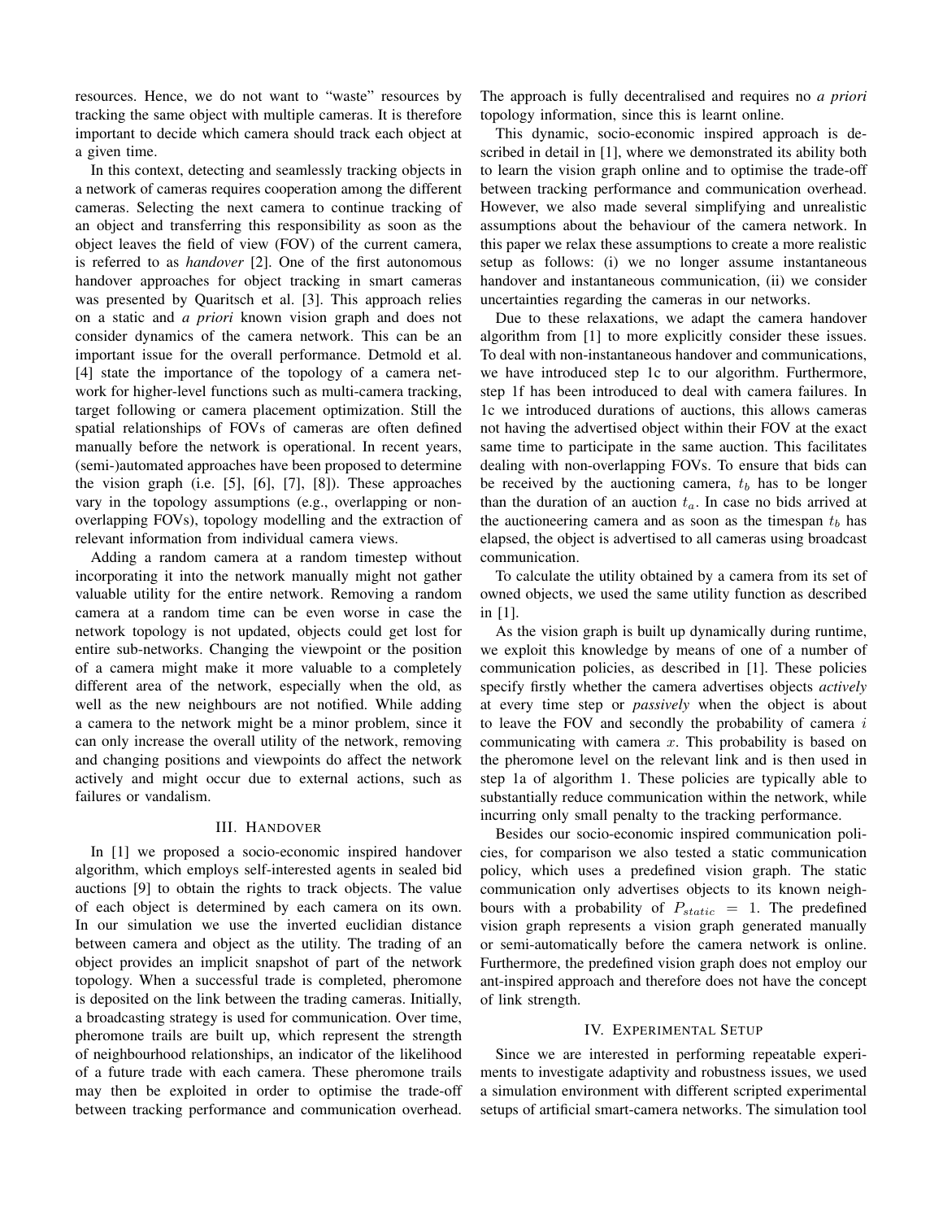resources. Hence, we do not want to "waste" resources by tracking the same object with multiple cameras. It is therefore important to decide which camera should track each object at a given time.

In this context, detecting and seamlessly tracking objects in a network of cameras requires cooperation among the different cameras. Selecting the next camera to continue tracking of an object and transferring this responsibility as soon as the object leaves the field of view (FOV) of the current camera, is referred to as *handover* [2]. One of the first autonomous handover approaches for object tracking in smart cameras was presented by Quaritsch et al. [3]. This approach relies on a static and *a priori* known vision graph and does not consider dynamics of the camera network. This can be an important issue for the overall performance. Detmold et al. [4] state the importance of the topology of a camera network for higher-level functions such as multi-camera tracking, target following or camera placement optimization. Still the spatial relationships of FOVs of cameras are often defined manually before the network is operational. In recent years, (semi-)automated approaches have been proposed to determine the vision graph (i.e. [5], [6], [7], [8]). These approaches vary in the topology assumptions (e.g., overlapping or non-overlapping FOVs), topology modelling and the extraction of relevant information from individual camera views.

Adding a random camera at a random timestep without incorporating it into the network manually might not gather valuable utility for the entire network. Removing a random camera at a random time can be even worse in case the network topology is not updated, objects could get lost for entire sub-networks. Changing the viewpoint or the position of a camera might make it more valuable to a completely different area of the network, especially when the old, as well as the new neighbours are not notified. While adding a camera to the network might be a minor problem, since it can only increase the overall utility of the network, removing and changing positions and viewpoints do affect the network actively and might occur due to external actions, such as failures or vandalism.

## III. Handover

In [1] we proposed a socio-economic inspired handover algorithm, which employs self-interested agents in sealed bid auctions [9] to obtain the rights to track objects. The value of each object is determined by each camera on its own. In our simulation we use the inverted euclidian distance between camera and object as the utility. The trading of an object provides an implicit snapshot of part of the network topology. When a successful trade is completed, pheromone is deposited on the link between the trading cameras. Initially, a broadcasting strategy is used for communication. Over time, pheromone trails are built up, which represent the strength of neighbourhood relationships, an indicator of the likelihood of a future trade with each camera. These pheromone trails may then be exploited in order to optimise the trade-off between tracking performance and communication overhead. The approach is fully decentralised and requires no *a priori* topology information, since this is learnt online.

This dynamic, socio-economic inspired approach is described in detail in [1], where we demonstrated its ability both to learn the vision graph online and to optimise the trade-off between tracking performance and communication overhead. However, we also made several simplifying and unrealistic assumptions about the behaviour of the camera network. In this paper we relax these assumptions to create a more realistic setup as follows: (i) we no longer assume instantaneous handover and instantaneous communication, (ii) we consider uncertainties regarding the cameras in our networks.

Due to these relaxations, we adapt the camera handover algorithm from [1] to more explicitly consider these issues. To deal with non-instantaneous handover and communications, we have introduced step 1c to our algorithm. Furthermore, step 1f has been introduced to deal with camera failures. In 1c we introduced durations of auctions, this allows cameras not having the advertised object within their FOV at the exact same time to participate in the same auction. This facilitates dealing with non-overlapping FOVs. To ensure that bids can be received by the auctioning camera, $t_b$ has to be longer than the duration of an auction $t_a$. In case no bids arrived at the auctioneering camera and as soon as the timespan $t_b$ has elapsed, the object is advertised to all cameras using broadcast communication.

To calculate the utility obtained by a camera from its set of owned objects, we used the same utility function as described in [1].

As the vision graph is built up dynamically during runtime, we exploit this knowledge by means of one of a number of communication policies, as described in [1]. These policies specify firstly whether the camera advertises objects *actively* at every time step or *passively* when the object is about to leave the FOV and secondly the probability of camera $i$ communicating with camera $x$. This probability is based on the pheromone level on the relevant link and is then used in step 1a of algorithm 1. These policies are typically able to substantially reduce communication within the network, while incurring only small penalty to the tracking performance.

Besides our socio-economic inspired communication policies, for comparison we also tested a static communication policy, which uses a predefined vision graph. The static communication only advertises objects to its known neighbours with a probability of $P_{static} = 1$. The predefined vision graph represents a vision graph generated manually or semi-automatically before the camera network is online. Furthermore, the predefined vision graph does not employ our ant-inspired approach and therefore does not have the concept of link strength.

## IV. Experimental Setup

Since we are interested in performing repeatable experiments to investigate adaptivity and robustness issues, we used a simulation environment with different scripted experimental setups of artificial smart-camera networks. The simulation tool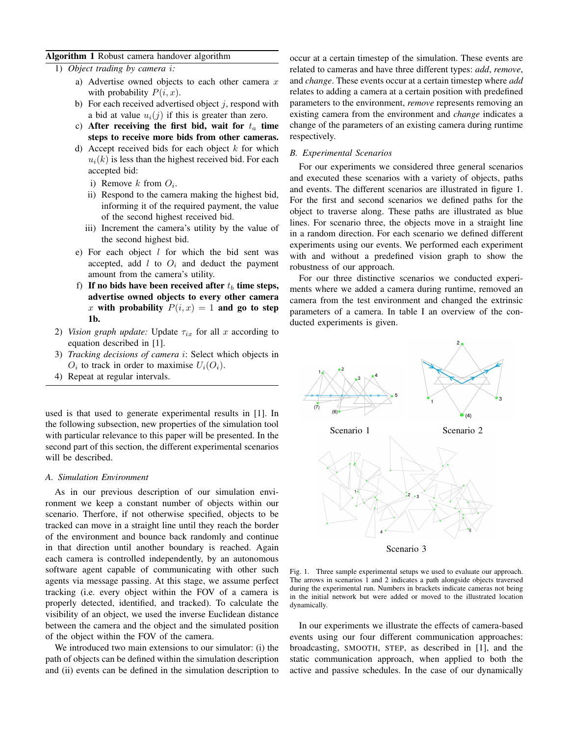**Algorithm 1** Robust camera handover algorithm

1) *Object trading by camera $i$:*
   a) Advertise owned objects to each other camera $x$ with probability $P(i, x)$.
   b) For each received advertised object $j$, respond with a bid at value $u_i(j)$ if this is greater than zero.
   c) **After receiving the first bid, wait for $t_a$ time steps to receive more bids from other cameras.**
   d) Accept received bids for each object $k$ for which $u_i(k)$ is less than the highest received bid. For each accepted bid:
      i) Remove $k$ from $O_i$.
      ii) Respond to the camera making the highest bid, informing it of the required payment, the value of the second highest received bid.
      iii) Increment the camera's utility by the value of the second highest bid.
   e) For each object $l$ for which the bid sent was accepted, add $l$ to $O_i$ and deduct the payment amount from the camera's utility.
   f) **If no bids have been received after $t_b$ time steps, advertise owned objects to every other camera $x$ with probability $P(i, x) = 1$ and go to step 1b.**
2) *Vision graph update:* Update $\tau_{ix}$ for all $x$ according to equation described in [1].
3) *Tracking decisions of camera $i$*: Select which objects in $O_i$ to track in order to maximise $U_i(O_i)$.
4) Repeat at regular intervals.

used is that used to generate experimental results in [1]. In the following subsection, new properties of the simulation tool with particular relevance to this paper will be presented. In the second part of this section, the different experimental scenarios will be described.

### *A. Simulation Environment*

As in our previous description of our simulation environment we keep a constant number of objects within our scenario. Therfore, if not otherwise specified, objects to be tracked can move in a straight line until they reach the border of the environment and bounce back randomly and continue in that direction until another boundary is reached. Again each camera is controlled independently, by an autonomous software agent capable of communicating with other such agents via message passing. At this stage, we assume perfect tracking (i.e. every object within the FOV of a camera is properly detected, identified, and tracked). To calculate the visibility of an object, we used the inverse Euclidean distance between the camera and the object and the simulated position of the object within the FOV of the camera.

We introduced two main extensions to our simulator: (i) the path of objects can be defined within the simulation description and (ii) events can be defined in the simulation description to occur at a certain timestep of the simulation. These events are related to cameras and have three different types: *add*, *remove*, and *change*. These events occur at a certain timestep where *add* relates to adding a camera at a certain position with predefined parameters to the environment, *remove* represents removing an existing camera from the environment and *change* indicates a change of the parameters of an existing camera during runtime respectively.

### *B. Experimental Scenarios*

For our experiments we considered three general scenarios and executed these scenarios with a variety of objects, paths and events. The different scenarios are illustrated in figure 1. For the first and second scenarios we defined paths for the object to traverse along. These paths are illustrated as blue lines. For scenario three, the objects move in a straight line in a random direction. For each scenario we defined different experiments using our events. We performed each experiment with and without a predefined vision graph to show the robustness of our approach.

For our three distinctive scenarios we conducted experiments where we added a camera during runtime, removed an camera from the test environment and changed the extrinsic parameters of a camera. In table I an overview of the conducted experiments is given.

Scenario 1 Scenario 2

Scenario 3

Fig. 1. Three sample experimental setups we used to evaluate our approach. The arrows in scenarios 1 and 2 indicates a path alongside objects traversed during the experimental run. Numbers in brackets indicate cameras not being in the initial network but were added or moved to the illustrated location dynamically.

In our experiments we illustrate the effects of camera-based events using our four different communication approaches: broadcasting, SMOOTH, STEP, as described in [1], and the static communication approach, when applied to both the active and passive schedules. In the case of our dynamically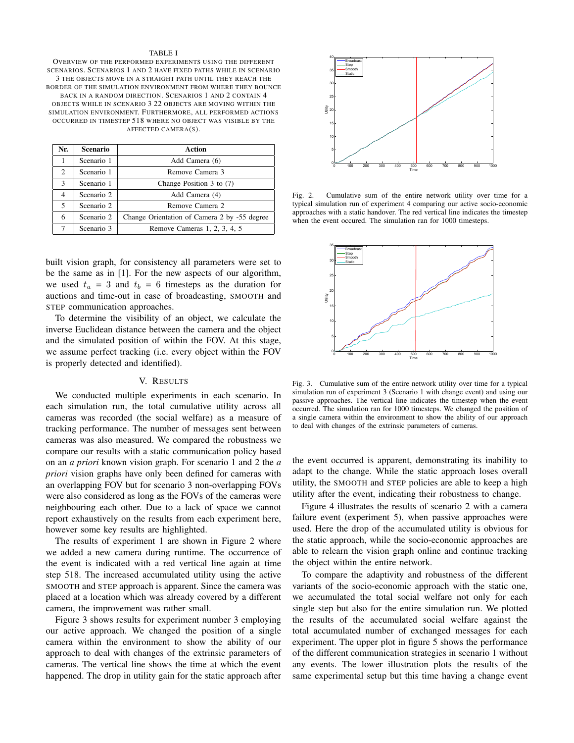TABLE I

OVERVIEW OF THE PERFORMED EXPERIMENTS USING THE DIFFERENT SCENARIOS. SCENARIOS 1 AND 2 HAVE FIXED PATHS WHILE IN SCENARIO 3 THE OBJECTS MOVE IN A STRAIGHT PATH UNTIL THEY REACH THE BORDER OF THE SIMULATION ENVIRONMENT FROM WHERE THEY BOUNCE BACK IN A RANDOM DIRECTION. SCENARIOS 1 AND 2 CONTAIN 4 OBJECTS WHILE IN SCENARIO 3 22 OBJECTS ARE MOVING WITHIN THE SIMULATION ENVIRONMENT. FURTHERMORE, ALL PERFORMED ACTIONS OCCURRED IN TIMESTEP 518 WHERE NO OBJECT WAS VISIBLE BY THE AFFECTED CAMERA(S).

| Nr. | Scenario | Action |
|---|---|---|
| 1 | Scenario 1 | Add Camera (6) |
| 2 | Scenario 1 | Remove Camera 3 |
| 3 | Scenario 1 | Change Position 3 to (7) |
| 4 | Scenario 2 | Add Camera (4) |
| 5 | Scenario 2 | Remove Camera 2 |
| 6 | Scenario 2 | Change Orientation of Camera 2 by -55 degree |
| 7 | Scenario 3 | Remove Cameras 1, 2, 3, 4, 5 |

built vision graph, for consistency all parameters were set to be the same as in [1]. For the new aspects of our algorithm, we used $t_a = 3$ and $t_b = 6$ timesteps as the duration for auctions and time-out in case of broadcasting, SMOOTH and STEP communication approaches.

To determine the visibility of an object, we calculate the inverse Euclidean distance between the camera and the object and the simulated position of within the FOV. At this stage, we assume perfect tracking (i.e. every object within the FOV is properly detected and identified).

## V. RESULTS

We conducted multiple experiments in each scenario. In each simulation run, the total cumulative utility across all cameras was recorded (the social welfare) as a measure of tracking performance. The number of messages sent between cameras was also measured. We compared the robustness we compare our results with a static communication policy based on an *a priori* known vision graph. For scenario 1 and 2 the *a priori* vision graphs have only been defined for cameras with an overlapping FOV but for scenario 3 non-overlapping FOVs were also considered as long as the FOVs of the cameras were neighbouring each other. Due to a lack of space we cannot report exhaustively on the results from each experiment here, however some key results are highlighted.

The results of experiment 1 are shown in Figure 2 where we added a new camera during runtime. The occurrence of the event is indicated with a red vertical line again at time step 518. The increased accumulated utility using the active SMOOTH and STEP approach is apparent. Since the camera was placed at a location which was already covered by a different camera, the improvement was rather small.

Figure 3 shows results for experiment number 3 employing our active approach. We changed the position of a single camera within the environment to show the ability of our approach to deal with changes of the extrinsic parameters of cameras. The vertical line shows the time at which the event happened. The drop in utility gain for the static approach after

Fig. 2. Cumulative sum of the entire network utility over time for a typical simulation run of experiment 4 comparing our active socio-economic approaches with a static handover. The red vertical line indicates the timestep when the event occured. The simulation ran for 1000 timesteps.

Fig. 3. Cumulative sum of the entire network utility over time for a typical simulation run of experiment 3 (Scenario 1 with change event) and using our passive approaches. The vertical line indicates the timestep when the event occurred. The simulation ran for 1000 timesteps. We changed the position of a single camera within the environment to show the ability of our approach to deal with changes of the extrinsic parameters of cameras.

the event occurred is apparent, demonstrating its inability to adapt to the change. While the static approach loses overall utility, the SMOOTH and STEP policies are able to keep a high utility after the event, indicating their robustness to change.

Figure 4 illustrates the results of scenario 2 with a camera failure event (experiment 5), when passive approaches were used. Here the drop of the accumulated utility is obvious for the static approach, while the socio-economic approaches are able to relearn the vision graph online and continue tracking the object within the entire network.

To compare the adaptivity and robustness of the different variants of the socio-economic approach with the static one, we accumulated the total social welfare not only for each single step but also for the entire simulation run. We plotted the results of the accumulated social welfare against the total accumulated number of exchanged messages for each experiment. The upper plot in figure 5 shows the performance of the different communication strategies in scenario 1 without any events. The lower illustration plots the results of the same experimental setup but this time having a change event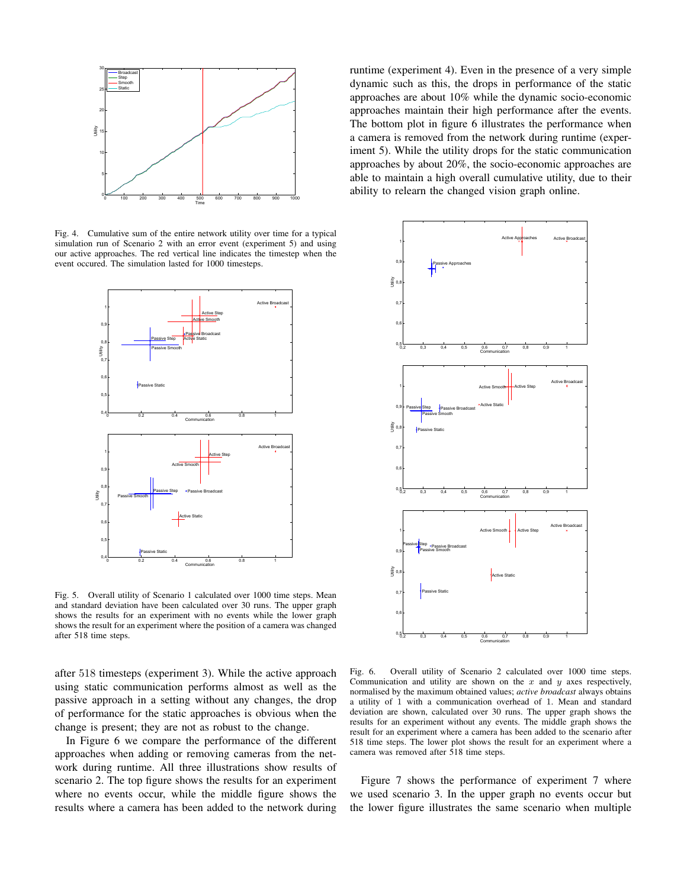Fig. 4. Cumulative sum of the entire network utility over time for a typical simulation run of Scenario 2 with an error event (experiment 5) and using our active approaches. The red vertical line indicates the timestep when the event occured. The simulation lasted for 1000 timesteps.

Fig. 5. Overall utility of Scenario 1 calculated over 1000 time steps. Mean and standard deviation have been calculated over 30 runs. The upper graph shows the results for an experiment with no events while the lower graph shows the result for an experiment where the position of a camera was changed after 518 time steps.

after 518 timesteps (experiment 3). While the active approach using static communication performs almost as well as the passive approach in a setting without any changes, the drop of performance for the static approaches is obvious when the change is present; they are not as robust to the change.

In Figure 6 we compare the performance of the different approaches when adding or removing cameras from the network during runtime. All three illustrations show results of scenario 2. The top figure shows the results for an experiment where no events occur, while the middle figure shows the results where a camera has been added to the network during runtime (experiment 4). Even in the presence of a very simple dynamic such as this, the drops in performance of the static approaches are about 10% while the dynamic socio-economic approaches maintain their high performance after the events. The bottom plot in figure 6 illustrates the performance when a camera is removed from the network during runtime (experiment 5). While the utility drops for the static communication approaches by about 20%, the socio-economic approaches are able to maintain a high overall cumulative utility, due to their ability to relearn the changed vision graph online.

Fig. 6. Overall utility of Scenario 2 calculated over 1000 time steps. Communication and utility are shown on the $x$ and $y$ axes respectively, normalised by the maximum obtained values; *active broadcast* always obtains a utility of 1 with a communication overhead of 1. Mean and standard deviation are shown, calculated over 30 runs. The upper graph shows the results for an experiment without any events. The middle graph shows the result for an experiment where a camera has been added to the scenario after 518 time steps. The lower plot shows the result for an experiment where a camera was removed after 518 time steps.

Figure 7 shows the performance of experiment 7 where we used scenario 3. In the upper graph no events occur but the lower figure illustrates the same scenario when multiple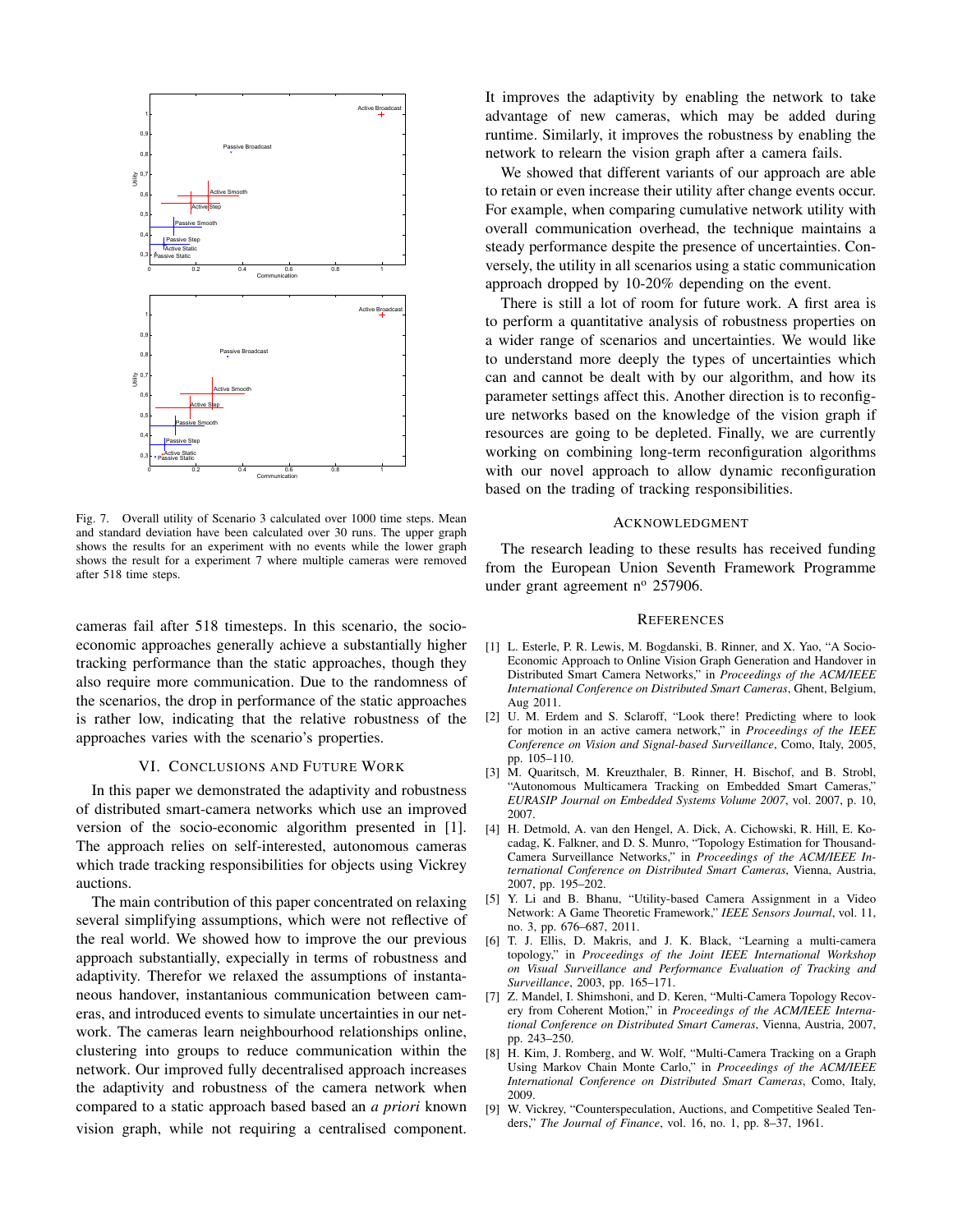Active Broadcast
1
0,9
Passive Broadcast
0,8
Utility
0,7
Active Smooth
0,6
Active Step
0,5
Passive Smooth
0,4
Passive Step
Active Static
0,3
Passive Static
0 0.2 0.4 0.6 0.8 1
Communication

Active Broadcast
1
0,9
Passive Broadcast
0,8
Utility
0,7
Active Smooth
0,6
Active Step
0,5
Passive Smooth
0,4
Passive Step
Active Static
0,3
Passive Static
0 0.2 0.4 0.6 0.8 1
Communication

Fig. 7. Overall utility of Scenario 3 calculated over 1000 time steps. Mean and standard deviation have been calculated over 30 runs. The upper graph shows the results for an experiment with no events while the lower graph shows the result for a experiment 7 where multiple cameras were removed after 518 time steps.

cameras fail after 518 timesteps. In this scenario, the socio-economic approaches generally achieve a substantially higher tracking performance than the static approaches, though they also require more communication. Due to the randomness of the scenarios, the drop in performance of the static approaches is rather low, indicating that the relative robustness of the approaches varies with the scenario's properties.

## VI. Conclusions and Future Work

In this paper we demonstrated the adaptivity and robustness of distributed smart-camera networks which use an improved version of the socio-economic algorithm presented in [1]. The approach relies on self-interested, autonomous cameras which trade tracking responsibilities for objects using Vickrey auctions.

The main contribution of this paper concentrated on relaxing several simplifying assumptions, which were not reflective of the real world. We showed how to improve the our previous approach substantially, expecially in terms of robustness and adaptivity. Therefor we relaxed the assumptions of instantaneous handover, instantanious communication between cameras, and introduced events to simulate uncertainties in our network. The cameras learn neighbourhood relationships online, clustering into groups to reduce communication within the network. Our improved fully decentralised approach increases the adaptivity and robustness of the camera network when compared to a static approach based based an *a priori* known vision graph, while not requiring a centralised component. It improves the adaptivity by enabling the network to take advantage of new cameras, which may be added during runtime. Similarly, it improves the robustness by enabling the network to relearn the vision graph after a camera fails.

We showed that different variants of our approach are able to retain or even increase their utility after change events occur. For example, when comparing cumulative network utility with overall communication overhead, the technique maintains a steady performance despite the presence of uncertainties. Conversely, the utility in all scenarios using a static communication approach dropped by 10-20% depending on the event.

There is still a lot of room for future work. A first area is to perform a quantitative analysis of robustness properties on a wider range of scenarios and uncertainties. We would like to understand more deeply the types of uncertainties which can and cannot be dealt with by our algorithm, and how its parameter settings affect this. Another direction is to reconfigure networks based on the knowledge of the vision graph if resources are going to be depleted. Finally, we are currently working on combining long-term reconfiguration algorithms with our novel approach to allow dynamic reconfiguration based on the trading of tracking responsibilities.

## Acknowledgment

The research leading to these results has received funding from the European Union Seventh Framework Programme under grant agreement nº 257906.

## References

[1] L. Esterle, P. R. Lewis, M. Bogdanski, B. Rinner, and X. Yao, "A Socio-Economic Approach to Online Vision Graph Generation and Handover in Distributed Smart Camera Networks," in *Proceedings of the ACM/IEEE International Conference on Distributed Smart Cameras*, Ghent, Belgium, Aug 2011.

[2] U. M. Erdem and S. Sclaroff, "Look there! Predicting where to look for motion in an active camera network," in *Proceedings of the IEEE Conference on Vision and Signal-based Surveillance*, Como, Italy, 2005, pp. 105–110.

[3] M. Quaritsch, M. Kreuzthaler, B. Rinner, H. Bischof, and B. Strobl, "Autonomous Multicamera Tracking on Embedded Smart Cameras," *EURASIP Journal on Embedded Systems Volume 2007*, vol. 2007, p. 10, 2007.

[4] H. Detmold, A. van den Hengel, A. Dick, A. Cichowski, R. Hill, E. Kocadag, K. Falkner, and D. S. Munro, "Topology Estimation for Thousand-Camera Surveillance Networks," in *Proceedings of the ACM/IEEE International Conference on Distributed Smart Cameras*, Vienna, Austria, 2007, pp. 195–202.

[5] Y. Li and B. Bhanu, "Utility-based Camera Assignment in a Video Network: A Game Theoretic Framework," *IEEE Sensors Journal*, vol. 11, no. 3, pp. 676–687, 2011.

[6] T. J. Ellis, D. Makris, and J. K. Black, "Learning a multi-camera topology," in *Proceedings of the Joint IEEE International Workshop on Visual Surveillance and Performance Evaluation of Tracking and Surveillance*, 2003, pp. 165–171.

[7] Z. Mandel, I. Shimshoni, and D. Keren, "Multi-Camera Topology Recovery from Coherent Motion," in *Proceedings of the ACM/IEEE International Conference on Distributed Smart Cameras*, Vienna, Austria, 2007, pp. 243–250.

[8] H. Kim, J. Romberg, and W. Wolf, "Multi-Camera Tracking on a Graph Using Markov Chain Monte Carlo," in *Proceedings of the ACM/IEEE International Conference on Distributed Smart Cameras*, Como, Italy, 2009.

[9] W. Vickrey, "Counterspeculation, Auctions, and Competitive Sealed Tenders," *The Journal of Finance*, vol. 16, no. 1, pp. 8–37, 1961.